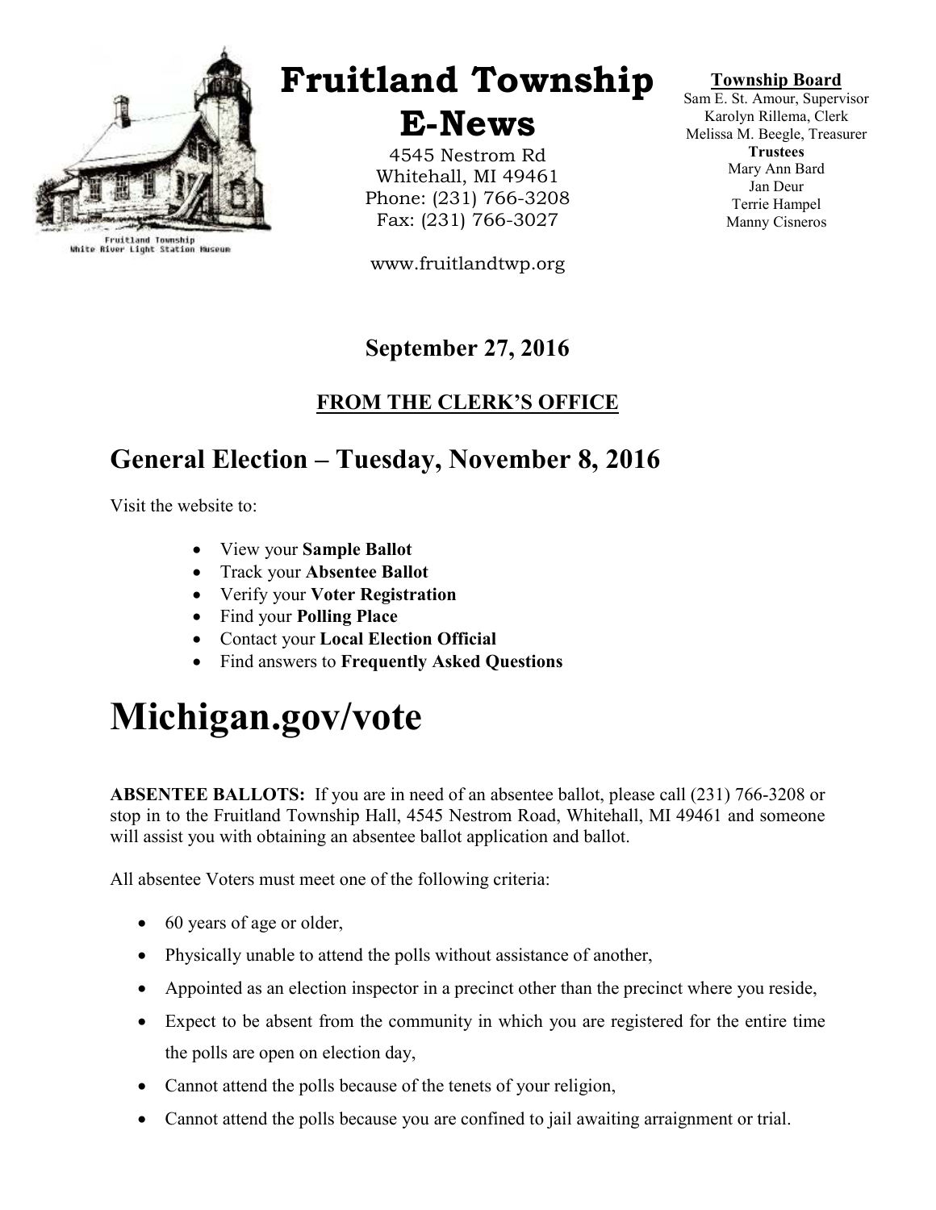# Fruitland Township E-News

Fruitland Township
White River Light Station Museum

4545 Nestrom Rd
Whitehall, MI 49461
Phone: (231) 766-3208
Fax: (231) 766-3027

www.fruitlandtwp.org

**Township Board**
Sam E. St. Amour, Supervisor
Karolyn Rillema, Clerk
Melissa M. Beegle, Treasurer
**Trustees**
Mary Ann Bard
Jan Deur
Terrie Hampel
Manny Cisneros

**September 27, 2016**

**FROM THE CLERK'S OFFICE**

## General Election – Tuesday, November 8, 2016

Visit the website to:

- View your **Sample Ballot**
- Track your **Absentee Ballot**
- Verify your **Voter Registration**
- Find your **Polling Place**
- Contact your **Local Election Official**
- Find answers to **Frequently Asked Questions**

# Michigan.gov/vote

**ABSENTEE BALLOTS:** If you are in need of an absentee ballot, please call (231) 766-3208 or stop in to the Fruitland Township Hall, 4545 Nestrom Road, Whitehall, MI 49461 and someone will assist you with obtaining an absentee ballot application and ballot.

All absentee Voters must meet one of the following criteria:

- 60 years of age or older,
- Physically unable to attend the polls without assistance of another,
- Appointed as an election inspector in a precinct other than the precinct where you reside,
- Expect to be absent from the community in which you are registered for the entire time the polls are open on election day,
- Cannot attend the polls because of the tenets of your religion,
- Cannot attend the polls because you are confined to jail awaiting arraignment or trial.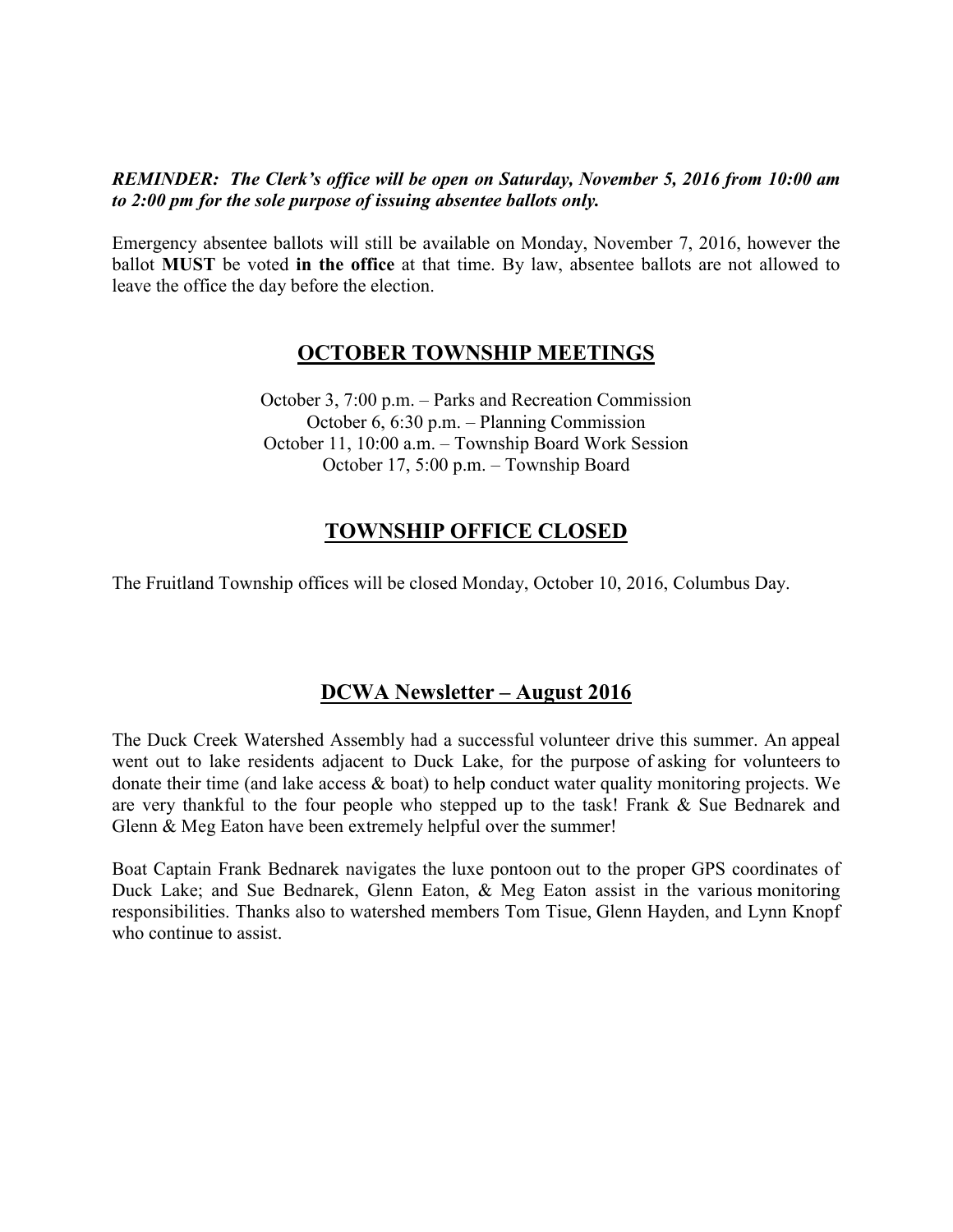***REMINDER: The Clerk's office will be open on Saturday, November 5, 2016 from 10:00 am to 2:00 pm for the sole purpose of issuing absentee ballots only.***

Emergency absentee ballots will still be available on Monday, November 7, 2016, however the ballot **MUST** be voted **in the office** at that time. By law, absentee ballots are not allowed to leave the office the day before the election.

## OCTOBER TOWNSHIP MEETINGS

October 3, 7:00 p.m. – Parks and Recreation Commission
October 6, 6:30 p.m. – Planning Commission
October 11, 10:00 a.m. – Township Board Work Session
October 17, 5:00 p.m. – Township Board

## TOWNSHIP OFFICE CLOSED

The Fruitland Township offices will be closed Monday, October 10, 2016, Columbus Day.

## DCWA Newsletter – August 2016

The Duck Creek Watershed Assembly had a successful volunteer drive this summer. An appeal went out to lake residents adjacent to Duck Lake, for the purpose of asking for volunteers to donate their time (and lake access & boat) to help conduct water quality monitoring projects. We are very thankful to the four people who stepped up to the task! Frank & Sue Bednarek and Glenn & Meg Eaton have been extremely helpful over the summer!

Boat Captain Frank Bednarek navigates the luxe pontoon out to the proper GPS coordinates of Duck Lake; and Sue Bednarek, Glenn Eaton, & Meg Eaton assist in the various monitoring responsibilities. Thanks also to watershed members Tom Tisue, Glenn Hayden, and Lynn Knopf who continue to assist.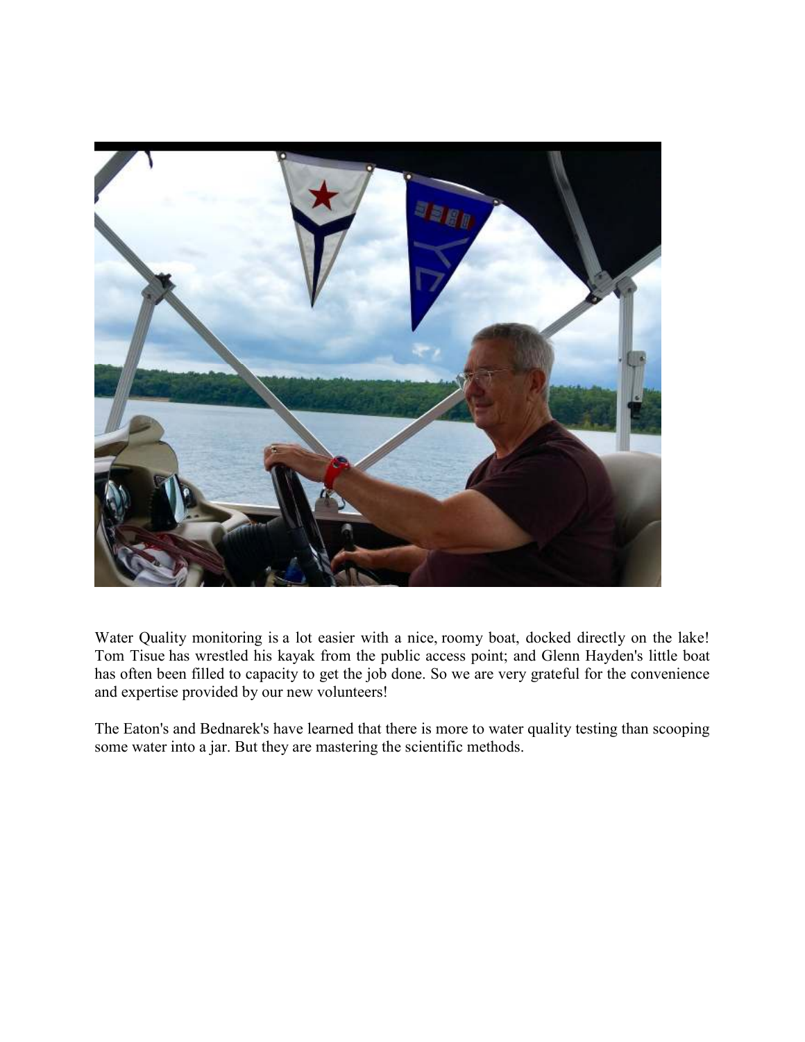Water Quality monitoring is a lot easier with a nice, roomy boat, docked directly on the lake! Tom Tisue has wrestled his kayak from the public access point; and Glenn Hayden's little boat has often been filled to capacity to get the job done. So we are very grateful for the convenience and expertise provided by our new volunteers!

The Eaton's and Bednarek's have learned that there is more to water quality testing than scooping some water into a jar. But they are mastering the scientific methods.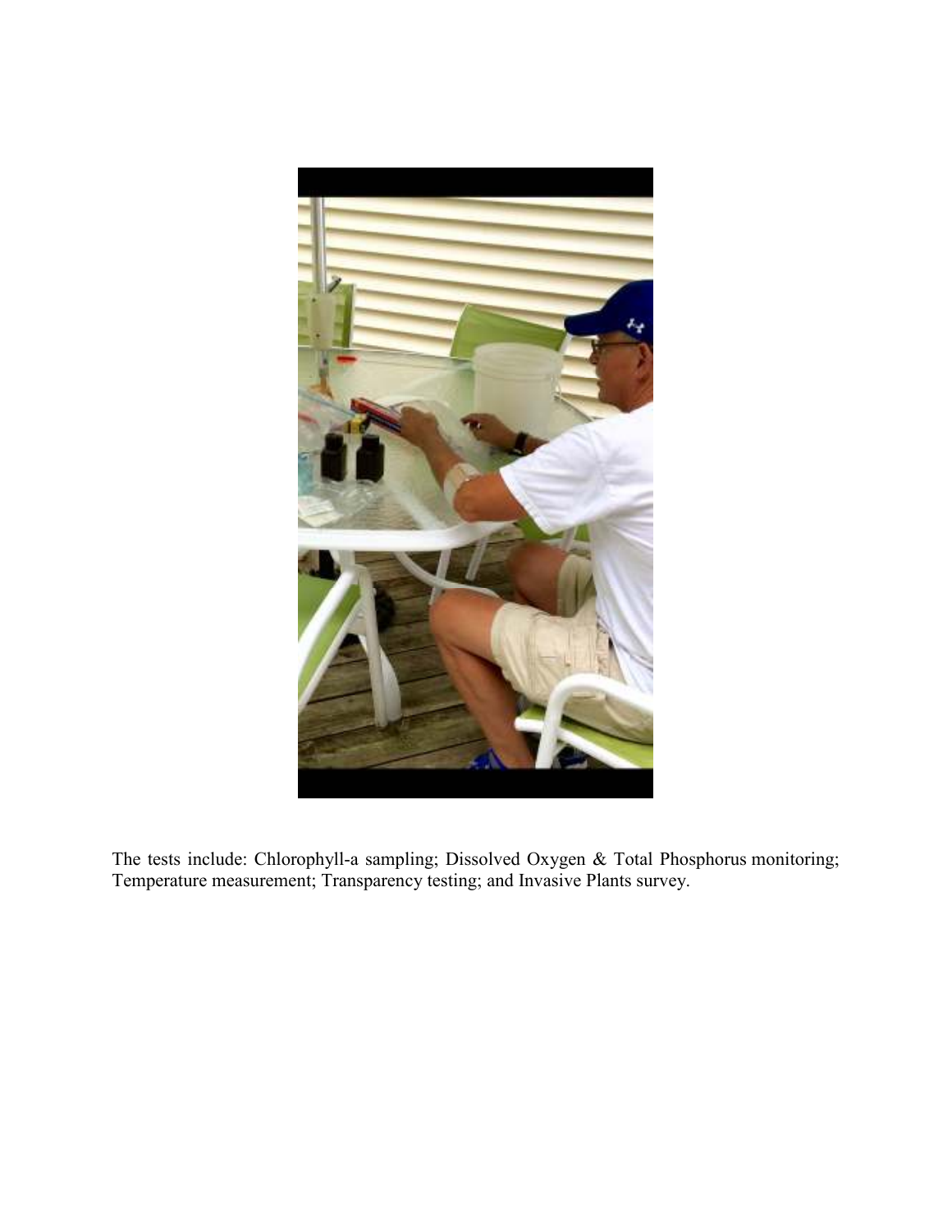The tests include: Chlorophyll-a sampling; Dissolved Oxygen & Total Phosphorus monitoring; Temperature measurement; Transparency testing; and Invasive Plants survey.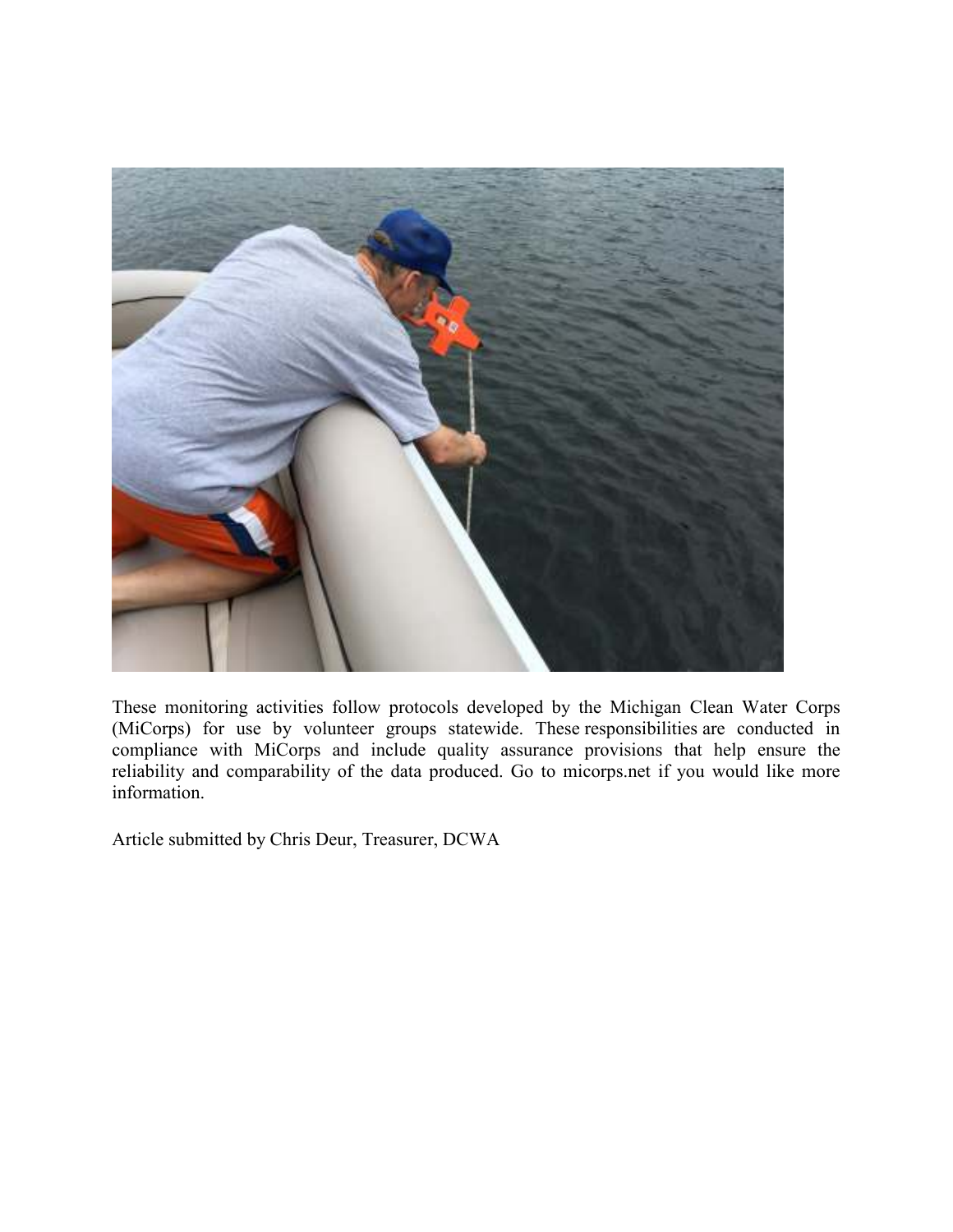These monitoring activities follow protocols developed by the Michigan Clean Water Corps (MiCorps) for use by volunteer groups statewide. These responsibilities are conducted in compliance with MiCorps and include quality assurance provisions that help ensure the reliability and comparability of the data produced. Go to micorps.net if you would like more information.

Article submitted by Chris Deur, Treasurer, DCWA